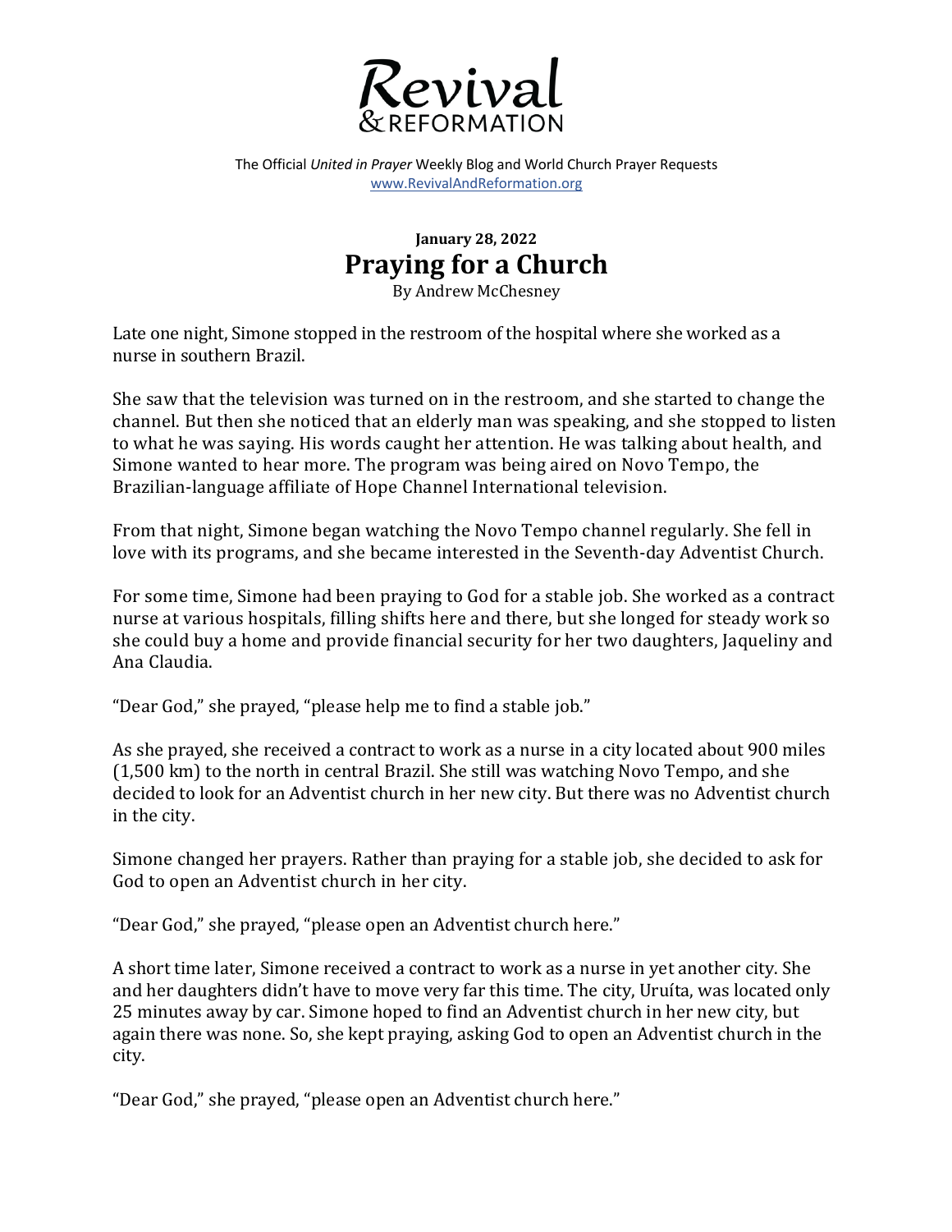# Revival & REFORMATION

The Official *United in Prayer* Weekly Blog and World Church Prayer Requests
www.RevivalAndReformation.org

**January 28, 2022**

## Praying for a Church

By Andrew McChesney

Late one night, Simone stopped in the restroom of the hospital where she worked as a nurse in southern Brazil.

She saw that the television was turned on in the restroom, and she started to change the channel. But then she noticed that an elderly man was speaking, and she stopped to listen to what he was saying. His words caught her attention. He was talking about health, and Simone wanted to hear more. The program was being aired on Novo Tempo, the Brazilian-language affiliate of Hope Channel International television.

From that night, Simone began watching the Novo Tempo channel regularly. She fell in love with its programs, and she became interested in the Seventh-day Adventist Church.

For some time, Simone had been praying to God for a stable job. She worked as a contract nurse at various hospitals, filling shifts here and there, but she longed for steady work so she could buy a home and provide financial security for her two daughters, Jaqueliny and Ana Claudia.

"Dear God," she prayed, "please help me to find a stable job."

As she prayed, she received a contract to work as a nurse in a city located about 900 miles (1,500 km) to the north in central Brazil. She still was watching Novo Tempo, and she decided to look for an Adventist church in her new city. But there was no Adventist church in the city.

Simone changed her prayers. Rather than praying for a stable job, she decided to ask for God to open an Adventist church in her city.

"Dear God," she prayed, "please open an Adventist church here."

A short time later, Simone received a contract to work as a nurse in yet another city. She and her daughters didn't have to move very far this time. The city, Uruíta, was located only 25 minutes away by car. Simone hoped to find an Adventist church in her new city, but again there was none. So, she kept praying, asking God to open an Adventist church in the city.

"Dear God," she prayed, "please open an Adventist church here."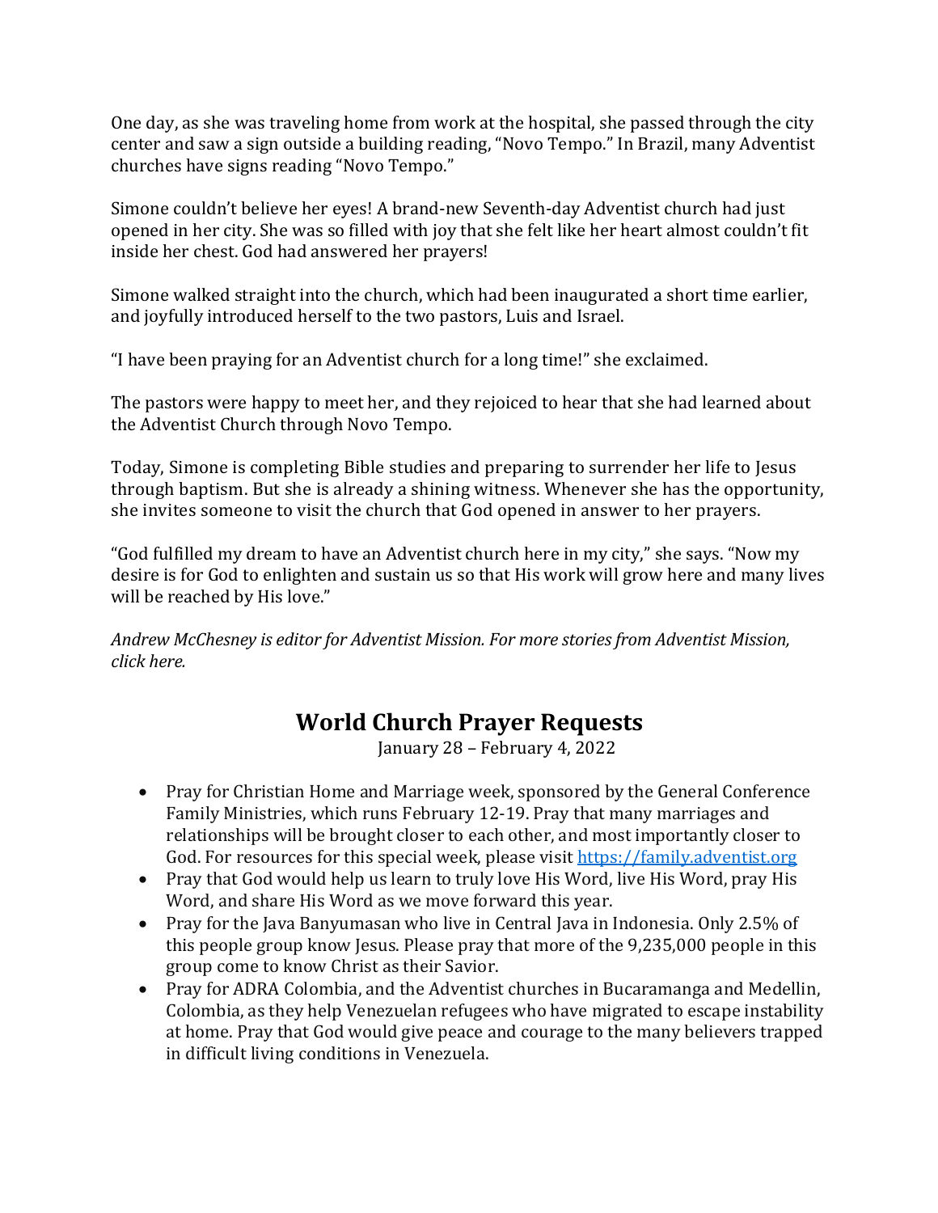One day, as she was traveling home from work at the hospital, she passed through the city center and saw a sign outside a building reading, "Novo Tempo." In Brazil, many Adventist churches have signs reading "Novo Tempo."

Simone couldn't believe her eyes! A brand-new Seventh-day Adventist church had just opened in her city. She was so filled with joy that she felt like her heart almost couldn't fit inside her chest. God had answered her prayers!

Simone walked straight into the church, which had been inaugurated a short time earlier, and joyfully introduced herself to the two pastors, Luis and Israel.

"I have been praying for an Adventist church for a long time!" she exclaimed.

The pastors were happy to meet her, and they rejoiced to hear that she had learned about the Adventist Church through Novo Tempo.

Today, Simone is completing Bible studies and preparing to surrender her life to Jesus through baptism. But she is already a shining witness. Whenever she has the opportunity, she invites someone to visit the church that God opened in answer to her prayers.

"God fulfilled my dream to have an Adventist church here in my city," she says. "Now my desire is for God to enlighten and sustain us so that His work will grow here and many lives will be reached by His love."

*Andrew McChesney is editor for Adventist Mission. For more stories from Adventist Mission, click here.*

## World Church Prayer Requests

January 28 – February 4, 2022

- Pray for Christian Home and Marriage week, sponsored by the General Conference Family Ministries, which runs February 12-19. Pray that many marriages and relationships will be brought closer to each other, and most importantly closer to God. For resources for this special week, please visit [https://family.adventist.org](https://family.adventist.org)
- Pray that God would help us learn to truly love His Word, live His Word, pray His Word, and share His Word as we move forward this year.
- Pray for the Java Banyumasan who live in Central Java in Indonesia. Only 2.5% of this people group know Jesus. Please pray that more of the 9,235,000 people in this group come to know Christ as their Savior.
- Pray for ADRA Colombia, and the Adventist churches in Bucaramanga and Medellin, Colombia, as they help Venezuelan refugees who have migrated to escape instability at home. Pray that God would give peace and courage to the many believers trapped in difficult living conditions in Venezuela.